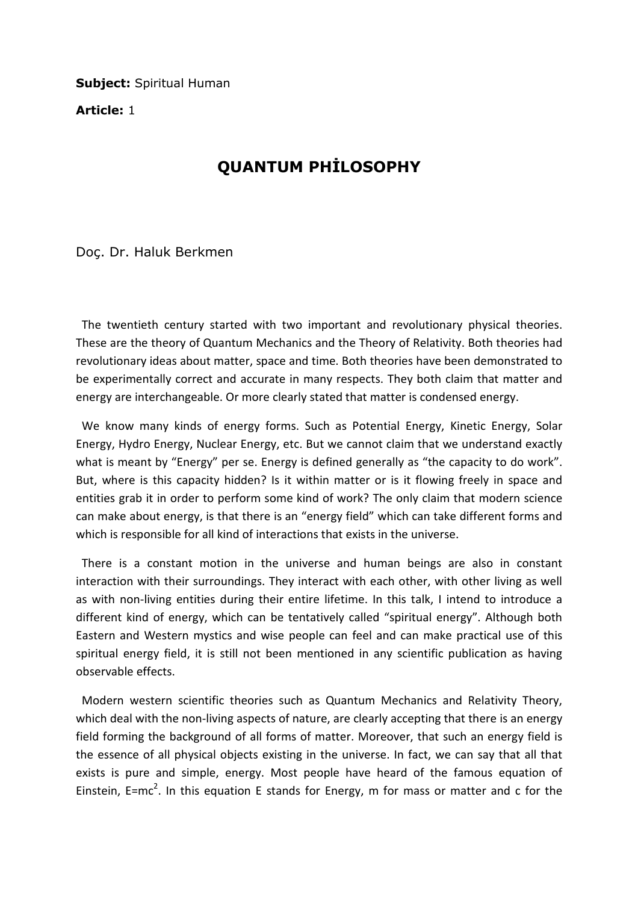**Subject:** Spiritual Human

**Article:** 1

# QUANTUM PHİLOSOPHY

Doç. Dr. Haluk Berkmen

The twentieth century started with two important and revolutionary physical theories. These are the theory of Quantum Mechanics and the Theory of Relativity. Both theories had revolutionary ideas about matter, space and time. Both theories have been demonstrated to be experimentally correct and accurate in many respects. They both claim that matter and energy are interchangeable. Or more clearly stated that matter is condensed energy.

We know many kinds of energy forms. Such as Potential Energy, Kinetic Energy, Solar Energy, Hydro Energy, Nuclear Energy, etc. But we cannot claim that we understand exactly what is meant by "Energy" per se. Energy is defined generally as "the capacity to do work". But, where is this capacity hidden? Is it within matter or is it flowing freely in space and entities grab it in order to perform some kind of work? The only claim that modern science can make about energy, is that there is an "energy field" which can take different forms and which is responsible for all kind of interactions that exists in the universe.

There is a constant motion in the universe and human beings are also in constant interaction with their surroundings. They interact with each other, with other living as well as with non-living entities during their entire lifetime. In this talk, I intend to introduce a different kind of energy, which can be tentatively called "spiritual energy". Although both Eastern and Western mystics and wise people can feel and can make practical use of this spiritual energy field, it is still not been mentioned in any scientific publication as having observable effects.

Modern western scientific theories such as Quantum Mechanics and Relativity Theory, which deal with the non-living aspects of nature, are clearly accepting that there is an energy field forming the background of all forms of matter. Moreover, that such an energy field is the essence of all physical objects existing in the universe. In fact, we can say that all that exists is pure and simple, energy. Most people have heard of the famous equation of Einstein, $E=mc^2$. In this equation E stands for Energy, m for mass or matter and c for the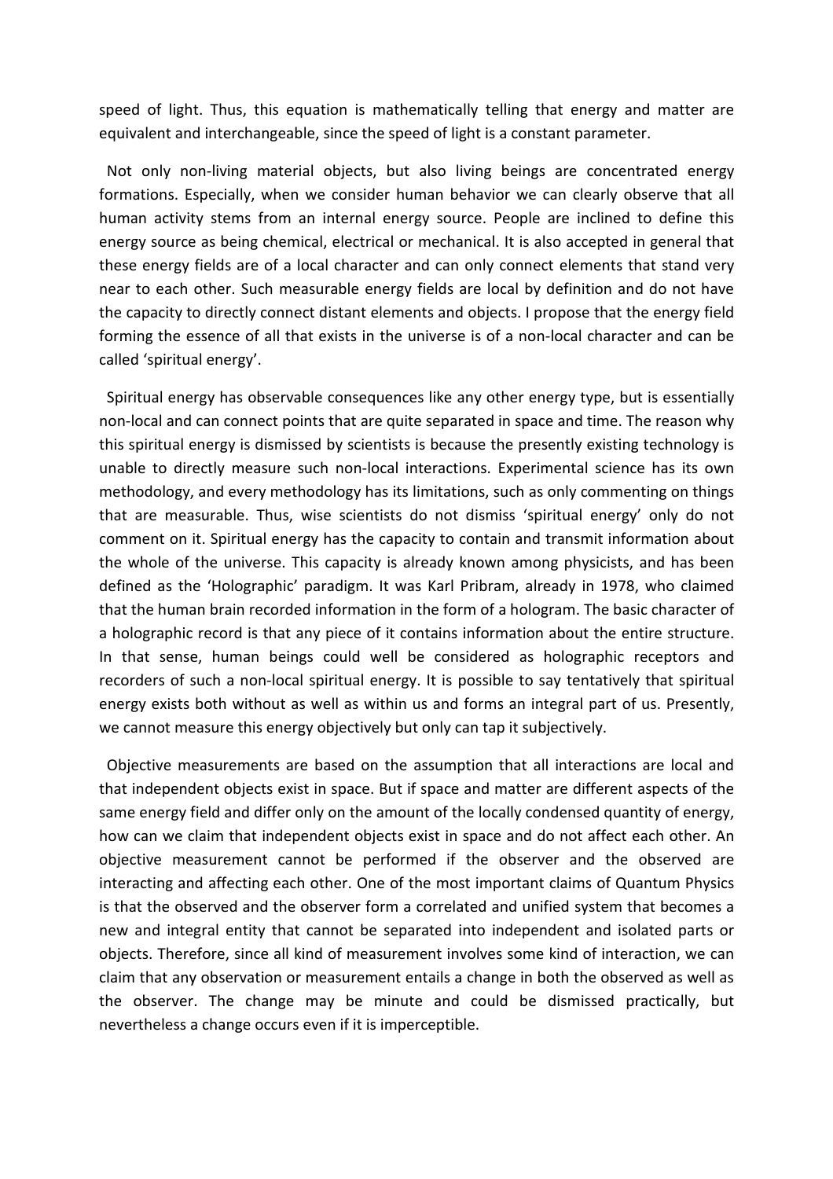speed of light. Thus, this equation is mathematically telling that energy and matter are equivalent and interchangeable, since the speed of light is a constant parameter.

Not only non-living material objects, but also living beings are concentrated energy formations. Especially, when we consider human behavior we can clearly observe that all human activity stems from an internal energy source. People are inclined to define this energy source as being chemical, electrical or mechanical. It is also accepted in general that these energy fields are of a local character and can only connect elements that stand very near to each other. Such measurable energy fields are local by definition and do not have the capacity to directly connect distant elements and objects. I propose that the energy field forming the essence of all that exists in the universe is of a non-local character and can be called 'spiritual energy'.

Spiritual energy has observable consequences like any other energy type, but is essentially non-local and can connect points that are quite separated in space and time. The reason why this spiritual energy is dismissed by scientists is because the presently existing technology is unable to directly measure such non-local interactions. Experimental science has its own methodology, and every methodology has its limitations, such as only commenting on things that are measurable. Thus, wise scientists do not dismiss 'spiritual energy' only do not comment on it. Spiritual energy has the capacity to contain and transmit information about the whole of the universe. This capacity is already known among physicists, and has been defined as the 'Holographic' paradigm. It was Karl Pribram, already in 1978, who claimed that the human brain recorded information in the form of a hologram. The basic character of a holographic record is that any piece of it contains information about the entire structure. In that sense, human beings could well be considered as holographic receptors and recorders of such a non-local spiritual energy. It is possible to say tentatively that spiritual energy exists both without as well as within us and forms an integral part of us. Presently, we cannot measure this energy objectively but only can tap it subjectively.

Objective measurements are based on the assumption that all interactions are local and that independent objects exist in space. But if space and matter are different aspects of the same energy field and differ only on the amount of the locally condensed quantity of energy, how can we claim that independent objects exist in space and do not affect each other. An objective measurement cannot be performed if the observer and the observed are interacting and affecting each other. One of the most important claims of Quantum Physics is that the observed and the observer form a correlated and unified system that becomes a new and integral entity that cannot be separated into independent and isolated parts or objects. Therefore, since all kind of measurement involves some kind of interaction, we can claim that any observation or measurement entails a change in both the observed as well as the observer. The change may be minute and could be dismissed practically, but nevertheless a change occurs even if it is imperceptible.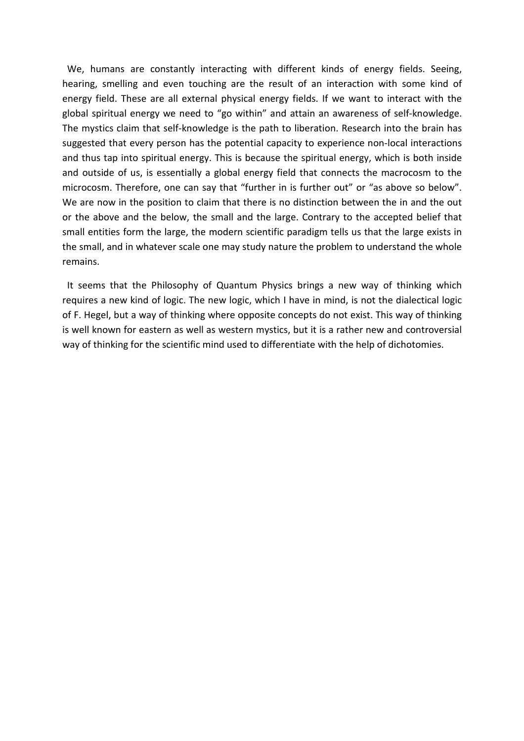We, humans are constantly interacting with different kinds of energy fields. Seeing, hearing, smelling and even touching are the result of an interaction with some kind of energy field. These are all external physical energy fields. If we want to interact with the global spiritual energy we need to "go within" and attain an awareness of self-knowledge. The mystics claim that self-knowledge is the path to liberation. Research into the brain has suggested that every person has the potential capacity to experience non-local interactions and thus tap into spiritual energy. This is because the spiritual energy, which is both inside and outside of us, is essentially a global energy field that connects the macrocosm to the microcosm. Therefore, one can say that "further in is further out" or "as above so below". We are now in the position to claim that there is no distinction between the in and the out or the above and the below, the small and the large. Contrary to the accepted belief that small entities form the large, the modern scientific paradigm tells us that the large exists in the small, and in whatever scale one may study nature the problem to understand the whole remains.

It seems that the Philosophy of Quantum Physics brings a new way of thinking which requires a new kind of logic. The new logic, which I have in mind, is not the dialectical logic of F. Hegel, but a way of thinking where opposite concepts do not exist. This way of thinking is well known for eastern as well as western mystics, but it is a rather new and controversial way of thinking for the scientific mind used to differentiate with the help of dichotomies.